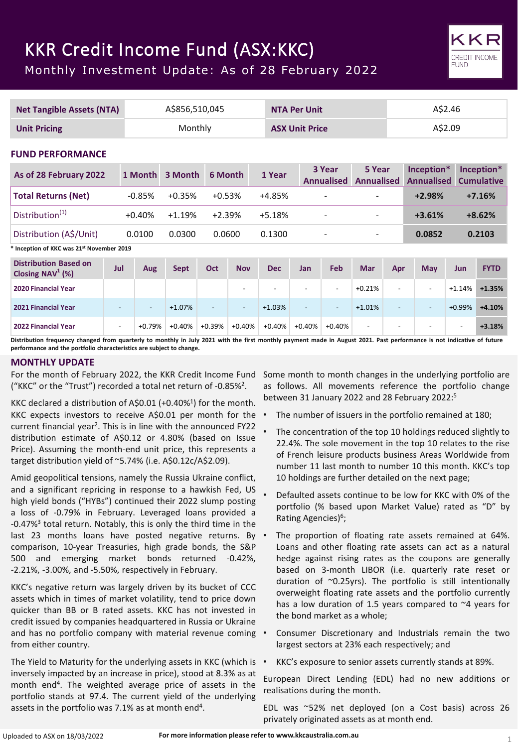# KKR Credit Income Fund (ASX:KKC)

## Monthly Investment Update: As of 28 February 2022

| Net Tangible Assets (NTA) | A$856,510,045 | NTA Per Unit | A$2.46 |
|---|---|---|---|
| Unit Pricing | Monthly | ASX Unit Price | A$2.09 |

## FUND PERFORMANCE

| As of 28 February 2022 | 1 Month | 3 Month | 6 Month | 1 Year | 3 Year Annualised | 5 Year Annualised | Inception* Annualised | Inception* Cumulative |
|---|---|---|---|---|---|---|---|---|
| **Total Returns (Net)** | -0.85% | +0.35% | +0.53% | +4.85% | - | - | **+2.98%** | **+7.16%** |
| Distribution[1] | +0.40% | +1.19% | +2.39% | +5.18% | - | - | **+3.61%** | **+8.62%** |
| Distribution (A$/Unit) | 0.0100 | 0.0300 | 0.0600 | 0.1300 | - | - | **0.0852** | **0.2103** |

**\* Inception of KKC was 21st November 2019**

| Distribution Based on Closing NAV[1] (%) | Jul | Aug | Sept | Oct | Nov | Dec | Jan | Feb | Mar | Apr | May | Jun | FYTD |
|---|---|---|---|---|---|---|---|---|---|---|---|---|---|
| **2020 Financial Year** | | | | | - | - | - | - | +0.21% | - | - | +1.14% | **+1.35%** |
| **2021 Financial Year** | - | - | +1.07% | - | - | +1.03% | - | - | +1.01% | - | - | +0.99% | **+4.10%** |
| **2022 Financial Year** | - | +0.79% | +0.40% | +0.39% | +0.40% | +0.40% | +0.40% | +0.40% | - | - | - | - | **+3.18%** |

**Distribution frequency changed from quarterly to monthly in July 2021 with the first monthly payment made in August 2021. Past performance is not indicative of future performance and the portfolio characteristics are subject to change.**

## MONTHLY UPDATE

For the month of February 2022, the KKR Credit Income Fund ("KKC" or the "Trust") recorded a total net return of -0.85%[2].

KKC declared a distribution of A$0.01 (+0.40%[1]) for the month. KKC expects investors to receive A$0.01 per month for the current financial year[2]. This is in line with the announced FY22 distribution estimate of A$0.12 or 4.80% (based on Issue Price). Assuming the month-end unit price, this represents a target distribution yield of ~5.74% (i.e. A$0.12c/A$2.09).

Amid geopolitical tensions, namely the Russia Ukraine conflict, and a significant repricing in response to a hawkish Fed, US high yield bonds ("HYBs") continued their 2022 slump posting a loss of -0.79% in February. Leveraged loans provided a -0.47%[3] total return. Notably, this is only the third time in the last 23 months loans have posted negative returns. By comparison, 10-year Treasuries, high grade bonds, the S&P 500 and emerging market bonds returned -0.42%, -2.21%, -3.00%, and -5.50%, respectively in February.

KKC's negative return was largely driven by its bucket of CCC assets which in times of market volatility, tend to price down quicker than BB or B rated assets. KKC has not invested in credit issued by companies headquartered in Russia or Ukraine and has no portfolio company with material revenue coming from either country.

The Yield to Maturity for the underlying assets in KKC (which is inversely impacted by an increase in price), stood at 8.3% as at month end[4]. The weighted average price of assets in the portfolio stands at 97.4. The current yield of the underlying assets in the portfolio was 7.1% as at month end[4].

Some month to month changes in the underlying portfolio are as follows. All movements reference the portfolio change between 31 January 2022 and 28 February 2022:[5]

- The number of issuers in the portfolio remained at 180;
- The concentration of the top 10 holdings reduced slightly to 22.4%. The sole movement in the top 10 relates to the rise of French leisure products business Areas Worldwide from number 11 last month to number 10 this month. KKC's top 10 holdings are further detailed on the next page;
- Defaulted assets continue to be low for KKC with 0% of the portfolio (% based upon Market Value) rated as "D" by Rating Agencies)[6];
- The proportion of floating rate assets remained at 64%. Loans and other floating rate assets can act as a natural hedge against rising rates as the coupons are generally based on 3-month LIBOR (i.e. quarterly rate reset or duration of ~0.25yrs). The portfolio is still intentionally overweight floating rate assets and the portfolio currently has a low duration of 1.5 years compared to ~4 years for the bond market as a whole;
- Consumer Discretionary and Industrials remain the two largest sectors at 23% each respectively; and
- KKC's exposure to senior assets currently stands at 89%.

European Direct Lending (EDL) had no new additions or realisations during the month.

EDL was ~52% net deployed (on a Cost basis) across 26 privately originated assets as at month end.

Uploaded to ASX on 18/03/2022

**For more information please refer to www.kkcaustralia.com.au**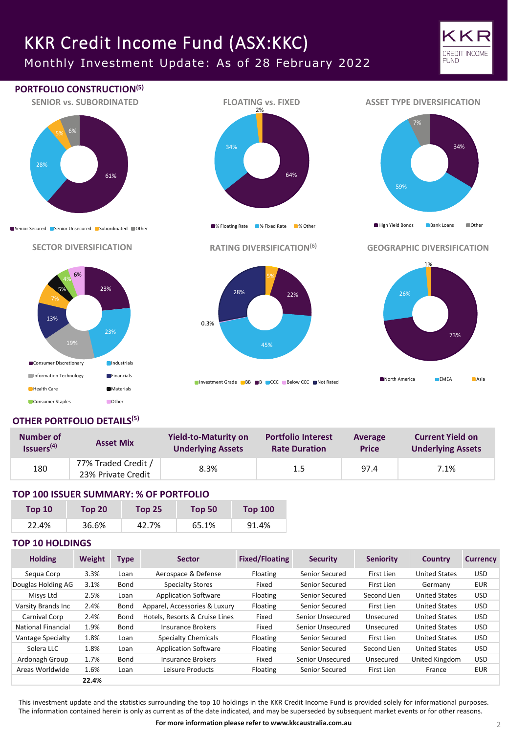# KKR Credit Income Fund (ASX:KKC)

## Monthly Investment Update: As of 28 February 2022

## PORTFOLIO CONSTRUCTION[5]

### SENIOR vs. SUBORDINATED

Senior Secured 61%, Senior Unsecured 28%, Subordinated 5%, Other 6%

### FLOATING vs. FIXED

% Floating Rate 64%, % Fixed Rate 34%, % Other 2%

### ASSET TYPE DIVERSIFICATION

High Yield Bonds 34%, Bank Loans 59%, Other 7%

### SECTOR DIVERSIFICATION

Consumer Discretionary 23%, Industrials 23%, Information Technology 19%, Financials 13%, Health Care 7%, Materials 5%, Consumer Staples 4%, Other 6%

### RATING DIVERSIFICATION[6]

Investment Grade, BB 5%, B 22%, CCC 45%, Below CCC 0.3%, Not Rated 28%

### GEOGRAPHIC DIVERSIFICATION

North America 73%, EMEA 26%, Asia 1%

## OTHER PORTFOLIO DETAILS[5]

| Number of Issuers[4] | Asset Mix | Yield-to-Maturity on Underlying Assets | Portfolio Interest Rate Duration | Average Price | Current Yield on Underlying Assets |
|---|---|---|---|---|---|
| 180 | 77% Traded Credit / 23% Private Credit | 8.3% | 1.5 | 97.4 | 7.1% |

## TOP 100 ISSUER SUMMARY: % OF PORTFOLIO

| Top 10 | Top 20 | Top 25 | Top 50 | Top 100 |
|---|---|---|---|---|
| 22.4% | 36.6% | 42.7% | 65.1% | 91.4% |

## TOP 10 HOLDINGS

| Holding | Weight | Type | Sector | Fixed/Floating | Security | Seniority | Country | Currency |
|---|---|---|---|---|---|---|---|---|
| Sequa Corp | 3.3% | Loan | Aerospace & Defense | Floating | Senior Secured | First Lien | United States | USD |
| Douglas Holding AG | 3.1% | Bond | Specialty Stores | Fixed | Senior Secured | First Lien | Germany | EUR |
| Misys Ltd | 2.5% | Loan | Application Software | Floating | Senior Secured | Second Lien | United States | USD |
| Varsity Brands Inc | 2.4% | Bond | Apparel, Accessories & Luxury | Floating | Senior Secured | First Lien | United States | USD |
| Carnival Corp | 2.4% | Bond | Hotels, Resorts & Cruise Lines | Fixed | Senior Unsecured | Unsecured | United States | USD |
| National Financial | 1.9% | Bond | Insurance Brokers | Fixed | Senior Unsecured | Unsecured | United States | USD |
| Vantage Specialty | 1.8% | Loan | Specialty Chemicals | Floating | Senior Secured | First Lien | United States | USD |
| Solera LLC | 1.8% | Loan | Application Software | Floating | Senior Secured | Second Lien | United States | USD |
| Ardonagh Group | 1.7% | Bond | Insurance Brokers | Fixed | Senior Unsecured | Unsecured | United Kingdom | USD |
| Areas Worldwide | 1.6% | Loan | Leisure Products | Floating | Senior Secured | First Lien | France | EUR |
| | **22.4%** | | | | | | | |

This investment update and the statistics surrounding the top 10 holdings in the KKR Credit Income Fund is provided solely for informational purposes. The information contained herein is only as current as of the date indicated, and may be superseded by subsequent market events or for other reasons.

**For more information please refer to www.kkcaustralia.com.au**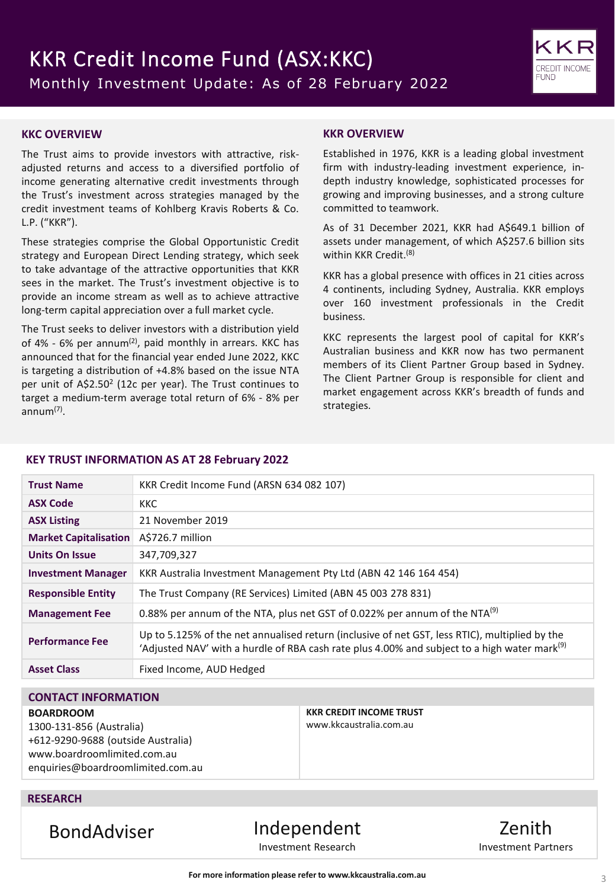# KKR Credit Income Fund (ASX:KKC)

Monthly Investment Update: As of 28 February 2022

## KKC OVERVIEW

The Trust aims to provide investors with attractive, risk-adjusted returns and access to a diversified portfolio of income generating alternative credit investments through the Trust's investment across strategies managed by the credit investment teams of Kohlberg Kravis Roberts & Co. L.P. ("KKR").

These strategies comprise the Global Opportunistic Credit strategy and European Direct Lending strategy, which seek to take advantage of the attractive opportunities that KKR sees in the market. The Trust's investment objective is to provide an income stream as well as to achieve attractive long-term capital appreciation over a full market cycle.

The Trust seeks to deliver investors with a distribution yield of 4% - 6% per annum[(2)], paid monthly in arrears. KKC has announced that for the financial year ended June 2022, KKC is targeting a distribution of +4.8% based on the issue NTA per unit of A$2.50[2] (12c per year). The Trust continues to target a medium-term average total return of 6% - 8% per annum[(7)].

## KKR OVERVIEW

Established in 1976, KKR is a leading global investment firm with industry-leading investment experience, in-depth industry knowledge, sophisticated processes for growing and improving businesses, and a strong culture committed to teamwork.

As of 31 December 2021, KKR had A$649.1 billion of assets under management, of which A$257.6 billion sits within KKR Credit.[(8)]

KKR has a global presence with offices in 21 cities across 4 continents, including Sydney, Australia. KKR employs over 160 investment professionals in the Credit business.

KKC represents the largest pool of capital for KKR's Australian business and KKR now has two permanent members of its Client Partner Group based in Sydney. The Client Partner Group is responsible for client and market engagement across KKR's breadth of funds and strategies.

## KEY TRUST INFORMATION AS AT 28 February 2022

| | |
|---|---|
| **Trust Name** | KKR Credit Income Fund (ARSN 634 082 107) |
| **ASX Code** | KKC |
| **ASX Listing** | 21 November 2019 |
| **Market Capitalisation** | A$726.7 million |
| **Units On Issue** | 347,709,327 |
| **Investment Manager** | KKR Australia Investment Management Pty Ltd (ABN 42 146 164 454) |
| **Responsible Entity** | The Trust Company (RE Services) Limited (ABN 45 003 278 831) |
| **Management Fee** | 0.88% per annum of the NTA, plus net GST of 0.022% per annum of the NTA[(9)] |
| **Performance Fee** | Up to 5.125% of the net annualised return (inclusive of net GST, less RTIC), multiplied by the 'Adjusted NAV' with a hurdle of RBA cash rate plus 4.00% and subject to a high water mark[(9)] |
| **Asset Class** | Fixed Income, AUD Hedged |

## CONTACT INFORMATION

**BOARDROOM**
1300-131-856 (Australia)
+612-9290-9688 (outside Australia)
www.boardroomlimited.com.au
enquiries@boardroomlimited.com.au

**KKR CREDIT INCOME TRUST**
www.kkcaustralia.com.au

## RESEARCH

BondAdviser

Independent Investment Research

Zenith Investment Partners

**For more information please refer to www.kkcaustralia.com.au**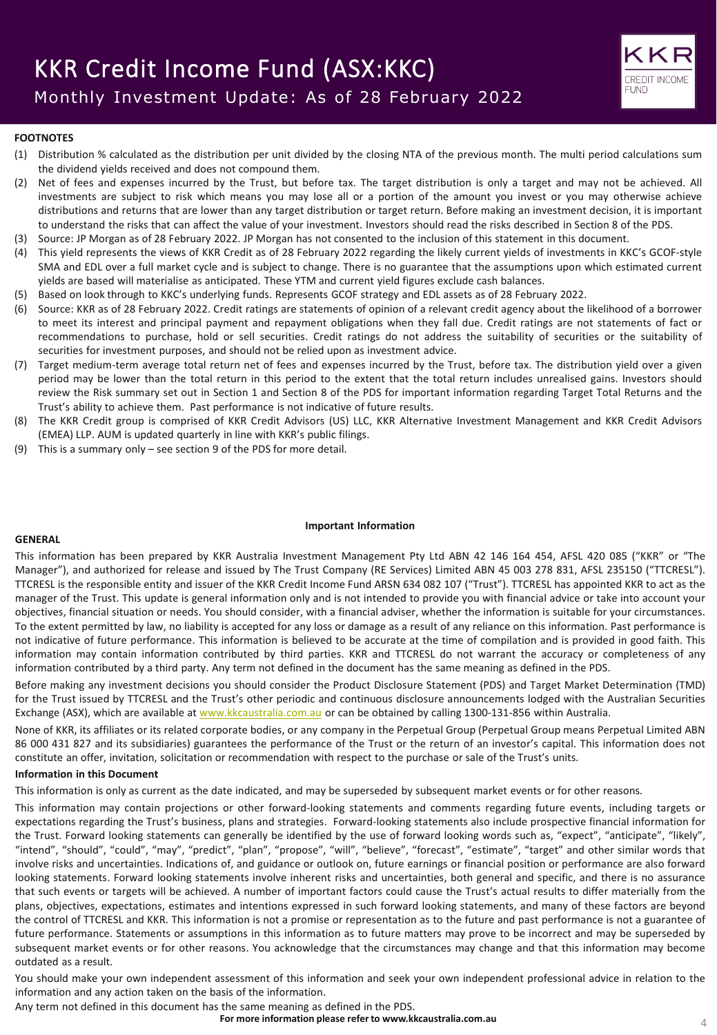# KKR Credit Income Fund (ASX:KKC)

## Monthly Investment Update: As of 28 February 2022

**FOOTNOTES**

(1) Distribution % calculated as the distribution per unit divided by the closing NTA of the previous month. The multi period calculations sum the dividend yields received and does not compound them.

(2) Net of fees and expenses incurred by the Trust, but before tax. The target distribution is only a target and may not be achieved. All investments are subject to risk which means you may lose all or a portion of the amount you invest or you may otherwise achieve distributions and returns that are lower than any target distribution or target return. Before making an investment decision, it is important to understand the risks that can affect the value of your investment. Investors should read the risks described in Section 8 of the PDS.

(3) Source: JP Morgan as of 28 February 2022. JP Morgan has not consented to the inclusion of this statement in this document.

(4) This yield represents the views of KKR Credit as of 28 February 2022 regarding the likely current yields of investments in KKC's GCOF-style SMA and EDL over a full market cycle and is subject to change. There is no guarantee that the assumptions upon which estimated current yields are based will materialise as anticipated. These YTM and current yield figures exclude cash balances.

(5) Based on look through to KKC's underlying funds. Represents GCOF strategy and EDL assets as of 28 February 2022.

(6) Source: KKR as of 28 February 2022. Credit ratings are statements of opinion of a relevant credit agency about the likelihood of a borrower to meet its interest and principal payment and repayment obligations when they fall due. Credit ratings are not statements of fact or recommendations to purchase, hold or sell securities. Credit ratings do not address the suitability of securities or the suitability of securities for investment purposes, and should not be relied upon as investment advice.

(7) Target medium-term average total return net of fees and expenses incurred by the Trust, before tax. The distribution yield over a given period may be lower than the total return in this period to the extent that the total return includes unrealised gains. Investors should review the Risk summary set out in Section 1 and Section 8 of the PDS for important information regarding Target Total Returns and the Trust's ability to achieve them. Past performance is not indicative of future results.

(8) The KKR Credit group is comprised of KKR Credit Advisors (US) LLC, KKR Alternative Investment Management and KKR Credit Advisors (EMEA) LLP. AUM is updated quarterly in line with KKR's public filings.

(9) This is a summary only – see section 9 of the PDS for more detail.

**Important Information**

**GENERAL**

This information has been prepared by KKR Australia Investment Management Pty Ltd ABN 42 146 164 454, AFSL 420 085 ("KKR" or "The Manager"), and authorized for release and issued by The Trust Company (RE Services) Limited ABN 45 003 278 831, AFSL 235150 ("TTCRESL"). TTCRESL is the responsible entity and issuer of the KKR Credit Income Fund ARSN 634 082 107 ("Trust"). TTCRESL has appointed KKR to act as the manager of the Trust. This update is general information only and is not intended to provide you with financial advice or take into account your objectives, financial situation or needs. You should consider, with a financial adviser, whether the information is suitable for your circumstances. To the extent permitted by law, no liability is accepted for any loss or damage as a result of any reliance on this information. Past performance is not indicative of future performance. This information is believed to be accurate at the time of compilation and is provided in good faith. This information may contain information contributed by third parties. KKR and TTCRESL do not warrant the accuracy or completeness of any information contributed by a third party. Any term not defined in the document has the same meaning as defined in the PDS.

Before making any investment decisions you should consider the Product Disclosure Statement (PDS) and Target Market Determination (TMD) for the Trust issued by TTCRESL and the Trust's other periodic and continuous disclosure announcements lodged with the Australian Securities Exchange (ASX), which are available at www.kkcaustralia.com.au or can be obtained by calling 1300-131-856 within Australia.

None of KKR, its affiliates or its related corporate bodies, or any company in the Perpetual Group (Perpetual Group means Perpetual Limited ABN 86 000 431 827 and its subsidiaries) guarantees the performance of the Trust or the return of an investor's capital. This information does not constitute an offer, invitation, solicitation or recommendation with respect to the purchase or sale of the Trust's units.

**Information in this Document**

This information is only as current as the date indicated, and may be superseded by subsequent market events or for other reasons.

This information may contain projections or other forward-looking statements and comments regarding future events, including targets or expectations regarding the Trust's business, plans and strategies. Forward-looking statements also include prospective financial information for the Trust. Forward looking statements can generally be identified by the use of forward looking words such as, "expect", "anticipate", "likely", "intend", "should", "could", "may", "predict", "plan", "propose", "will", "believe", "forecast", "estimate", "target" and other similar words that involve risks and uncertainties. Indications of, and guidance or outlook on, future earnings or financial position or performance are also forward looking statements. Forward looking statements involve inherent risks and uncertainties, both general and specific, and there is no assurance that such events or targets will be achieved. A number of important factors could cause the Trust's actual results to differ materially from the plans, objectives, expectations, estimates and intentions expressed in such forward looking statements, and many of these factors are beyond the control of TTCRESL and KKR. This information is not a promise or representation as to the future and past performance is not a guarantee of future performance. Statements or assumptions in this information as to future matters may prove to be incorrect and may be superseded by subsequent market events or for other reasons. You acknowledge that the circumstances may change and that this information may become outdated as a result.

You should make your own independent assessment of this information and seek your own independent professional advice in relation to the information and any action taken on the basis of the information.

Any term not defined in this document has the same meaning as defined in the PDS.

**For more information please refer to www.kkcaustralia.com.au**